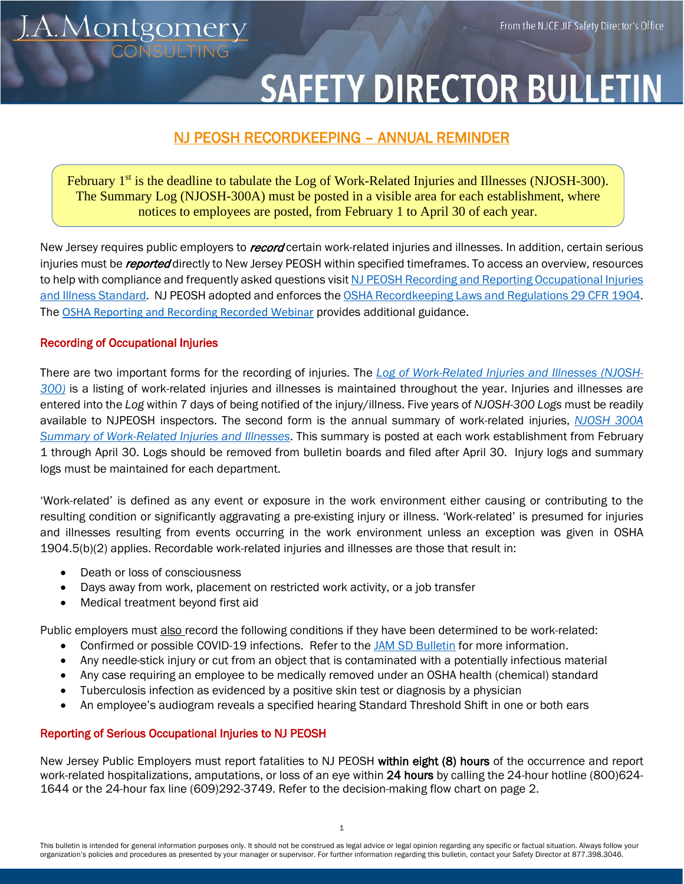# SAFETY DIRECTOR BULLETIN

From the NJCE JIF Safety Director's Office

J.A. Montgomery CONSULTING

## NJ PEOSH RECORDKEEPING – ANNUAL REMINDER

February 1st is the deadline to tabulate the Log of Work-Related Injuries and Illnesses (NJOSH-300). The Summary Log (NJOSH-300A) must be posted in a visible area for each establishment, where notices to employees are posted, from February 1 to April 30 of each year.

New Jersey requires public employers to ***record*** certain work-related injuries and illnesses. In addition, certain serious injuries must be ***reported*** directly to New Jersey PEOSH within specified timeframes. To access an overview, resources to help with compliance and frequently asked questions visit NJ PEOSH Recording and Reporting Occupational Injuries and Illness Standard. NJ PEOSH adopted and enforces the OSHA Recordkeeping Laws and Regulations 29 CFR 1904. The OSHA Reporting and Recording Recorded Webinar provides additional guidance.

### Recording of Occupational Injuries

There are two important forms for the recording of injuries. The *Log of Work-Related Injuries and Illnesses (NJOSH-300)* is a listing of work-related injuries and illnesses is maintained throughout the year. Injuries and illnesses are entered into the *Log* within 7 days of being notified of the injury/illness. Five years of *NJOSH-300 Logs* must be readily available to NJPEOSH inspectors. The second form is the annual summary of work-related injuries, *NJOSH 300A Summary of Work-Related Injuries and Illnesses*. This summary is posted at each work establishment from February 1 through April 30. Logs should be removed from bulletin boards and filed after April 30. Injury logs and summary logs must be maintained for each department.

'Work-related' is defined as any event or exposure in the work environment either causing or contributing to the resulting condition or significantly aggravating a pre-existing injury or illness. 'Work-related' is presumed for injuries and illnesses resulting from events occurring in the work environment unless an exception was given in OSHA 1904.5(b)(2) applies. Recordable work-related injuries and illnesses are those that result in:

- Death or loss of consciousness
- Days away from work, placement on restricted work activity, or a job transfer
- Medical treatment beyond first aid

Public employers must also record the following conditions if they have been determined to be work-related:

- Confirmed or possible COVID-19 infections. Refer to the JAM SD Bulletin for more information.
- Any needle-stick injury or cut from an object that is contaminated with a potentially infectious material
- Any case requiring an employee to be medically removed under an OSHA health (chemical) standard
- Tuberculosis infection as evidenced by a positive skin test or diagnosis by a physician
- An employee's audiogram reveals a specified hearing Standard Threshold Shift in one or both ears

### Reporting of Serious Occupational Injuries to NJ PEOSH

New Jersey Public Employers must report fatalities to NJ PEOSH **within eight (8) hours** of the occurrence and report work-related hospitalizations, amputations, or loss of an eye within **24 hours** by calling the 24-hour hotline (800)624-1644 or the 24-hour fax line (609)292-3749. Refer to the decision-making flow chart on page 2.

This bulletin is intended for general information purposes only. It should not be construed as legal advice or legal opinion regarding any specific or factual situation. Always follow your organization's policies and procedures as presented by your manager or supervisor. For further information regarding this bulletin, contact your Safety Director at 877.398.3046.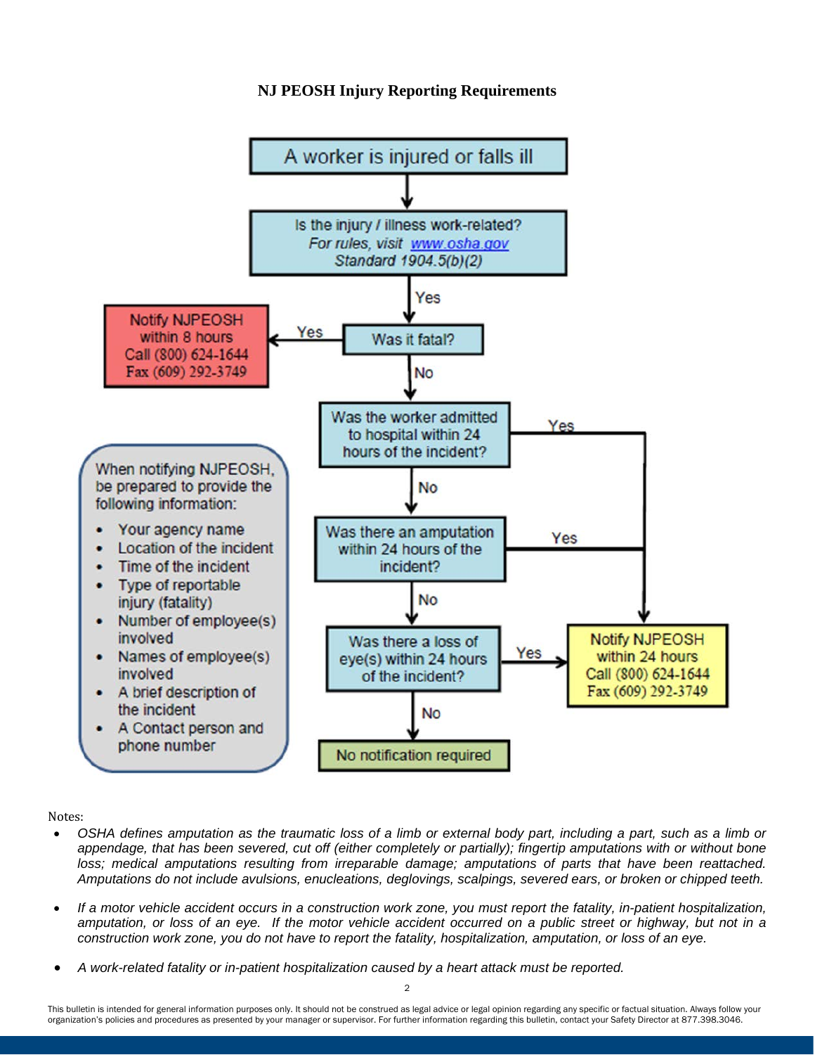# NJ PEOSH Injury Reporting Requirements

A worker is injured or falls ill

↓

Is the injury / illness work-related?
*For rules, visit [www.osha.gov](http://www.osha.gov)*
*Standard 1904.5(b)(2)*

↓ Yes

Was it fatal?

- Yes → **Notify NJPEOSH within 8 hours**
  Call (800) 624-1644
  Fax (609) 292-3749
- No ↓

Was the worker admitted to hospital within 24 hours of the incident?

- Yes → Notify NJPEOSH within 24 hours
- No ↓

Was there an amputation within 24 hours of the incident?

- Yes → Notify NJPEOSH within 24 hours
- No ↓

Was there a loss of eye(s) within 24 hours of the incident?

- Yes → **Notify NJPEOSH within 24 hours**
  Call (800) 624-1644
  Fax (609) 292-3749
- No ↓

No notification required

When notifying NJPEOSH, be prepared to provide the following information:

- Your agency name
- Location of the incident
- Time of the incident
- Type of reportable injury (fatality)
- Number of employee(s) involved
- Names of employee(s) involved
- A brief description of the incident
- A Contact person and phone number

Notes:

- *OSHA defines amputation as the traumatic loss of a limb or external body part, including a part, such as a limb or appendage, that has been severed, cut off (either completely or partially); fingertip amputations with or without bone loss; medical amputations resulting from irreparable damage; amputations of parts that have been reattached. Amputations do not include avulsions, enucleations, deglovings, scalpings, severed ears, or broken or chipped teeth.*
- *If a motor vehicle accident occurs in a construction work zone, you must report the fatality, in-patient hospitalization, amputation, or loss of an eye. If the motor vehicle accident occurred on a public street or highway, but not in a construction work zone, you do not have to report the fatality, hospitalization, amputation, or loss of an eye.*
- *A work-related fatality or in-patient hospitalization caused by a heart attack must be reported.*

This bulletin is intended for general information purposes only. It should not be construed as legal advice or legal opinion regarding any specific or factual situation. Always follow your organization's policies and procedures as presented by your manager or supervisor. For further information regarding this bulletin, contact your Safety Director at 877.398.3046.